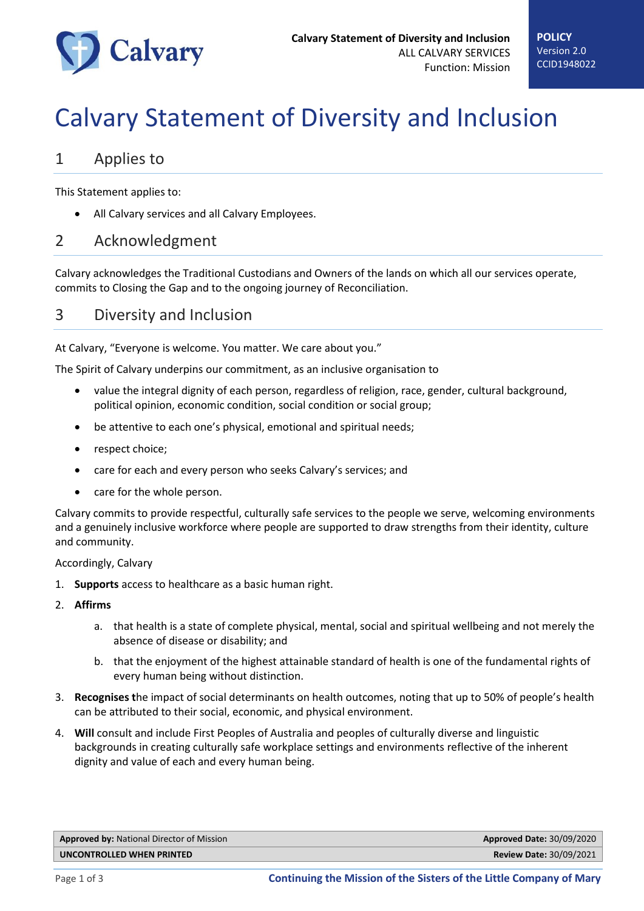# Calvary Statement of Diversity and Inclusion

## 1 Applies to

This Statement applies to:

- All Calvary services and all Calvary Employees.

## 2 Acknowledgment

Calvary acknowledges the Traditional Custodians and Owners of the lands on which all our services operate, commits to Closing the Gap and to the ongoing journey of Reconciliation.

## 3 Diversity and Inclusion

At Calvary, "Everyone is welcome. You matter. We care about you."

The Spirit of Calvary underpins our commitment, as an inclusive organisation to

- value the integral dignity of each person, regardless of religion, race, gender, cultural background, political opinion, economic condition, social condition or social group;
- be attentive to each one's physical, emotional and spiritual needs;
- respect choice;
- care for each and every person who seeks Calvary's services; and
- care for the whole person.

Calvary commits to provide respectful, culturally safe services to the people we serve, welcoming environments and a genuinely inclusive workforce where people are supported to draw strengths from their identity, culture and community.

Accordingly, Calvary

1. **Supports** access to healthcare as a basic human right.
2. **Affirms**
   a. that health is a state of complete physical, mental, social and spiritual wellbeing and not merely the absence of disease or disability; and
   b. that the enjoyment of the highest attainable standard of health is one of the fundamental rights of every human being without distinction.
3. **Recognises t**he impact of social determinants on health outcomes, noting that up to 50% of people's health can be attributed to their social, economic, and physical environment.
4. **Will** consult and include First Peoples of Australia and peoples of culturally diverse and linguistic backgrounds in creating culturally safe workplace settings and environments reflective of the inherent dignity and value of each and every human being.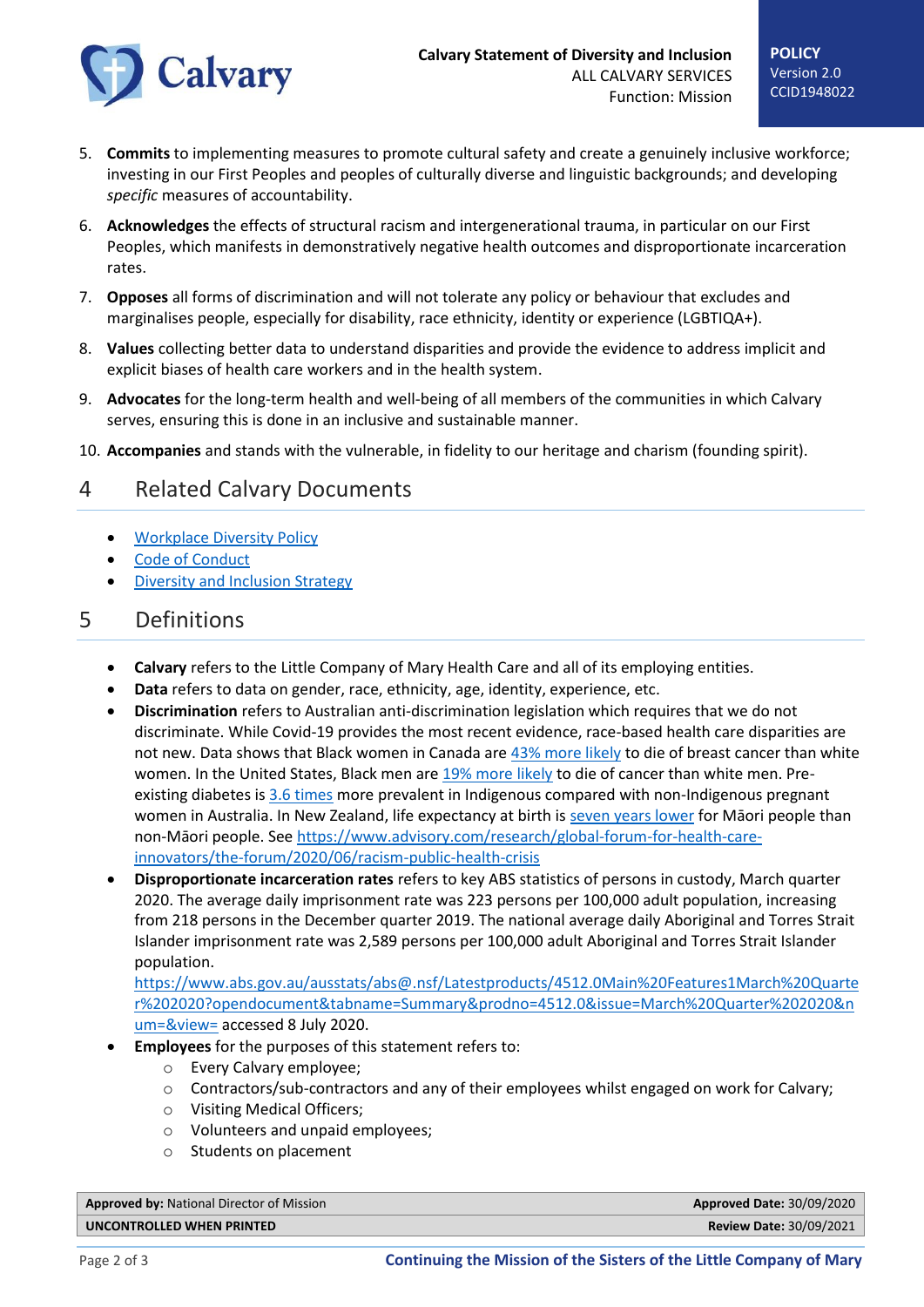5. **Commits** to implementing measures to promote cultural safety and create a genuinely inclusive workforce; investing in our First Peoples and peoples of culturally diverse and linguistic backgrounds; and developing *specific* measures of accountability.
6. **Acknowledges** the effects of structural racism and intergenerational trauma, in particular on our First Peoples, which manifests in demonstratively negative health outcomes and disproportionate incarceration rates.
7. **Opposes** all forms of discrimination and will not tolerate any policy or behaviour that excludes and marginalises people, especially for disability, race ethnicity, identity or experience (LGBTIQA+).
8. **Values** collecting better data to understand disparities and provide the evidence to address implicit and explicit biases of health care workers and in the health system.
9. **Advocates** for the long-term health and well-being of all members of the communities in which Calvary serves, ensuring this is done in an inclusive and sustainable manner.
10. **Accompanies** and stands with the vulnerable, in fidelity to our heritage and charism (founding spirit).

## 4 Related Calvary Documents

- Workplace Diversity Policy
- Code of Conduct
- Diversity and Inclusion Strategy

## 5 Definitions

- **Calvary** refers to the Little Company of Mary Health Care and all of its employing entities.
- **Data** refers to data on gender, race, ethnicity, age, identity, experience, etc.
- **Discrimination** refers to Australian anti-discrimination legislation which requires that we do not discriminate. While Covid-19 provides the most recent evidence, race-based health care disparities are not new. Data shows that Black women in Canada are 43% more likely to die of breast cancer than white women. In the United States, Black men are 19% more likely to die of cancer than white men. Pre-existing diabetes is 3.6 times more prevalent in Indigenous compared with non-Indigenous pregnant women in Australia. In New Zealand, life expectancy at birth is seven years lower for Māori people than non-Māori people. See https://www.advisory.com/research/global-forum-for-health-care-innovators/the-forum/2020/06/racism-public-health-crisis
- **Disproportionate incarceration rates** refers to key ABS statistics of persons in custody, March quarter 2020. The average daily imprisonment rate was 223 persons per 100,000 adult population, increasing from 218 persons in the December quarter 2019. The national average daily Aboriginal and Torres Strait Islander imprisonment rate was 2,589 persons per 100,000 adult Aboriginal and Torres Strait Islander population. https://www.abs.gov.au/ausstats/abs@.nsf/Latestproducts/4512.0Main%20Features1March%20Quarter%202020?opendocument&tabname=Summary&prodno=4512.0&issue=March%20Quarter%202020&num=&view= accessed 8 July 2020.
- **Employees** for the purposes of this statement refers to:
  - Every Calvary employee;
  - Contractors/sub-contractors and any of their employees whilst engaged on work for Calvary;
  - Visiting Medical Officers;
  - Volunteers and unpaid employees;
  - Students on placement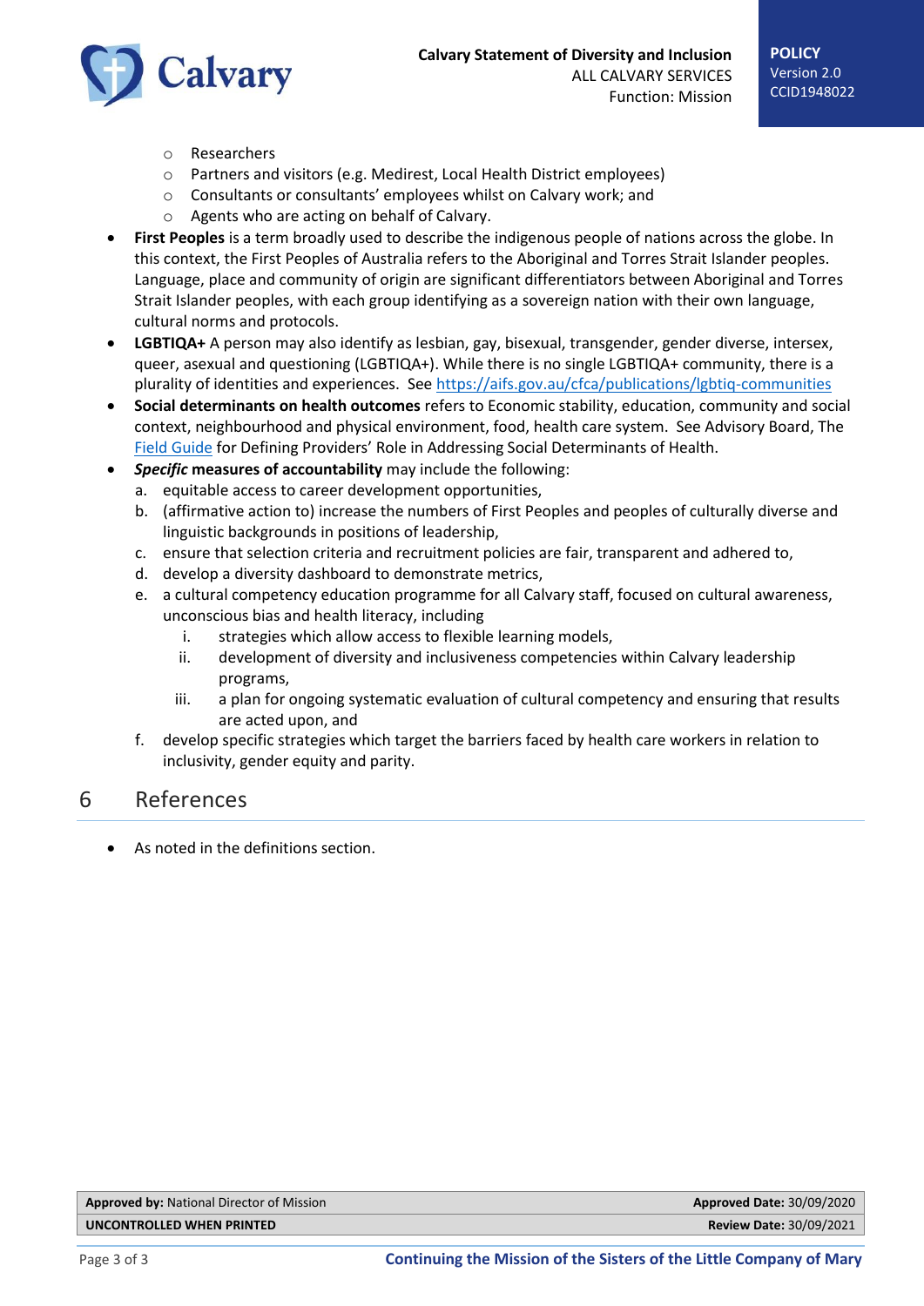- Researchers
    - Partners and visitors (e.g. Medirest, Local Health District employees)
    - Consultants or consultants' employees whilst on Calvary work; and
    - Agents who are acting on behalf of Calvary.
- **First Peoples** is a term broadly used to describe the indigenous people of nations across the globe. In this context, the First Peoples of Australia refers to the Aboriginal and Torres Strait Islander peoples. Language, place and community of origin are significant differentiators between Aboriginal and Torres Strait Islander peoples, with each group identifying as a sovereign nation with their own language, cultural norms and protocols.
- **LGBTIQA+** A person may also identify as lesbian, gay, bisexual, transgender, gender diverse, intersex, queer, asexual and questioning (LGBTIQA+). While there is no single LGBTIQA+ community, there is a plurality of identities and experiences. See [https://aifs.gov.au/cfca/publications/lgbtiq-communities](https://aifs.gov.au/cfca/publications/lgbtiq-communities)
- **Social determinants on health outcomes** refers to Economic stability, education, community and social context, neighbourhood and physical environment, food, health care system. See Advisory Board, The Field Guide for Defining Providers' Role in Addressing Social Determinants of Health.
- ***Specific* measures of accountability** may include the following:
    a. equitable access to career development opportunities,
    b. (affirmative action to) increase the numbers of First Peoples and peoples of culturally diverse and linguistic backgrounds in positions of leadership,
    c. ensure that selection criteria and recruitment policies are fair, transparent and adhered to,
    d. develop a diversity dashboard to demonstrate metrics,
    e. a cultural competency education programme for all Calvary staff, focused on cultural awareness, unconscious bias and health literacy, including
        i. strategies which allow access to flexible learning models,
        ii. development of diversity and inclusiveness competencies within Calvary leadership programs,
        iii. a plan for ongoing systematic evaluation of cultural competency and ensuring that results are acted upon, and
    f. develop specific strategies which target the barriers faced by health care workers in relation to inclusivity, gender equity and parity.

## 6 References

- As noted in the definitions section.